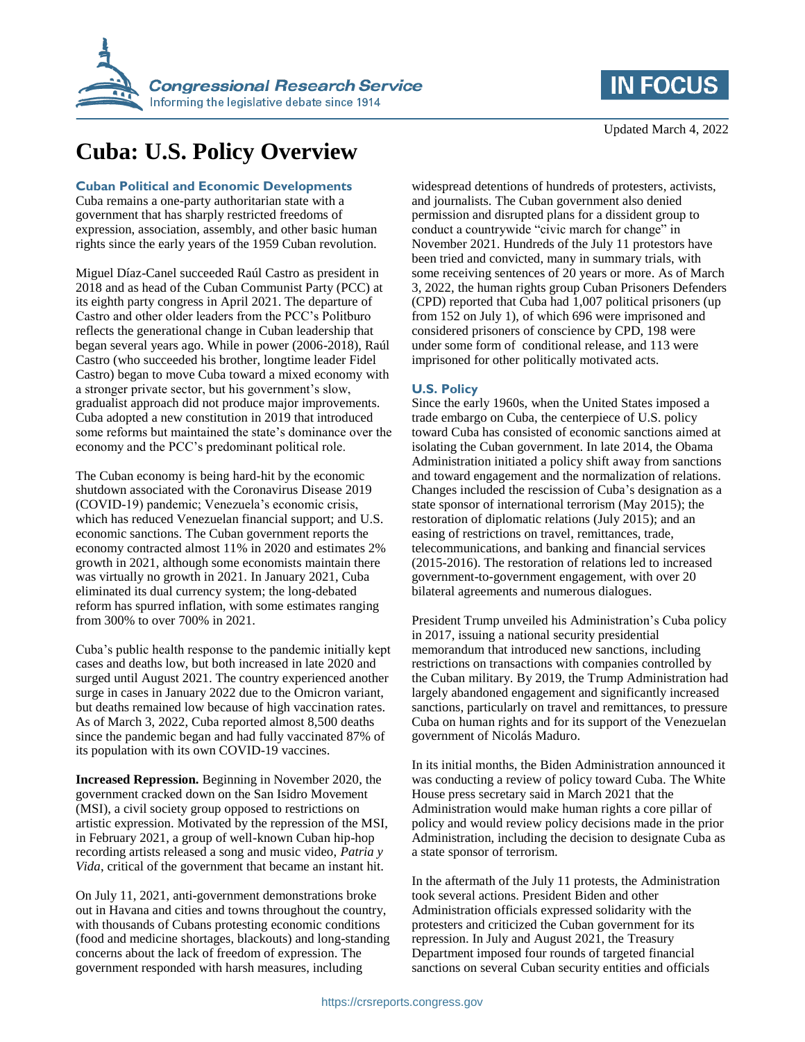# Cuba: U.S. Policy Overview

Updated March 4, 2022

## Cuban Political and Economic Developments

Cuba remains a one-party authoritarian state with a government that has sharply restricted freedoms of expression, association, assembly, and other basic human rights since the early years of the 1959 Cuban revolution.

Miguel Díaz-Canel succeeded Raúl Castro as president in 2018 and as head of the Cuban Communist Party (PCC) at its eighth party congress in April 2021. The departure of Castro and other older leaders from the PCC's Politburo reflects the generational change in Cuban leadership that began several years ago. While in power (2006-2018), Raúl Castro (who succeeded his brother, longtime leader Fidel Castro) began to move Cuba toward a mixed economy with a stronger private sector, but his government's slow, gradualist approach did not produce major improvements. Cuba adopted a new constitution in 2019 that introduced some reforms but maintained the state's dominance over the economy and the PCC's predominant political role.

The Cuban economy is being hard-hit by the economic shutdown associated with the Coronavirus Disease 2019 (COVID-19) pandemic; Venezuela's economic crisis, which has reduced Venezuelan financial support; and U.S. economic sanctions. The Cuban government reports the economy contracted almost 11% in 2020 and estimates 2% growth in 2021, although some economists maintain there was virtually no growth in 2021. In January 2021, Cuba eliminated its dual currency system; the long-debated reform has spurred inflation, with some estimates ranging from 300% to over 700% in 2021.

Cuba's public health response to the pandemic initially kept cases and deaths low, but both increased in late 2020 and surged until August 2021. The country experienced another surge in cases in January 2022 due to the Omicron variant, but deaths remained low because of high vaccination rates. As of March 3, 2022, Cuba reported almost 8,500 deaths since the pandemic began and had fully vaccinated 87% of its population with its own COVID-19 vaccines.

**Increased Repression.** Beginning in November 2020, the government cracked down on the San Isidro Movement (MSI), a civil society group opposed to restrictions on artistic expression. Motivated by the repression of the MSI, in February 2021, a group of well-known Cuban hip-hop recording artists released a song and music video, *Patria y Vida*, critical of the government that became an instant hit.

On July 11, 2021, anti-government demonstrations broke out in Havana and cities and towns throughout the country, with thousands of Cubans protesting economic conditions (food and medicine shortages, blackouts) and long-standing concerns about the lack of freedom of expression. The government responded with harsh measures, including widespread detentions of hundreds of protesters, activists, and journalists. The Cuban government also denied permission and disrupted plans for a dissident group to conduct a countrywide "civic march for change" in November 2021. Hundreds of the July 11 protestors have been tried and convicted, many in summary trials, with some receiving sentences of 20 years or more. As of March 3, 2022, the human rights group Cuban Prisoners Defenders (CPD) reported that Cuba had 1,007 political prisoners (up from 152 on July 1), of which 696 were imprisoned and considered prisoners of conscience by CPD, 198 were under some form of conditional release, and 113 were imprisoned for other politically motivated acts.

## U.S. Policy

Since the early 1960s, when the United States imposed a trade embargo on Cuba, the centerpiece of U.S. policy toward Cuba has consisted of economic sanctions aimed at isolating the Cuban government. In late 2014, the Obama Administration initiated a policy shift away from sanctions and toward engagement and the normalization of relations. Changes included the rescission of Cuba's designation as a state sponsor of international terrorism (May 2015); the restoration of diplomatic relations (July 2015); and an easing of restrictions on travel, remittances, trade, telecommunications, and banking and financial services (2015-2016). The restoration of relations led to increased government-to-government engagement, with over 20 bilateral agreements and numerous dialogues.

President Trump unveiled his Administration's Cuba policy in 2017, issuing a national security presidential memorandum that introduced new sanctions, including restrictions on transactions with companies controlled by the Cuban military. By 2019, the Trump Administration had largely abandoned engagement and significantly increased sanctions, particularly on travel and remittances, to pressure Cuba on human rights and for its support of the Venezuelan government of Nicolás Maduro.

In its initial months, the Biden Administration announced it was conducting a review of policy toward Cuba. The White House press secretary said in March 2021 that the Administration would make human rights a core pillar of policy and would review policy decisions made in the prior Administration, including the decision to designate Cuba as a state sponsor of terrorism.

In the aftermath of the July 11 protests, the Administration took several actions. President Biden and other Administration officials expressed solidarity with the protesters and criticized the Cuban government for its repression. In July and August 2021, the Treasury Department imposed four rounds of targeted financial sanctions on several Cuban security entities and officials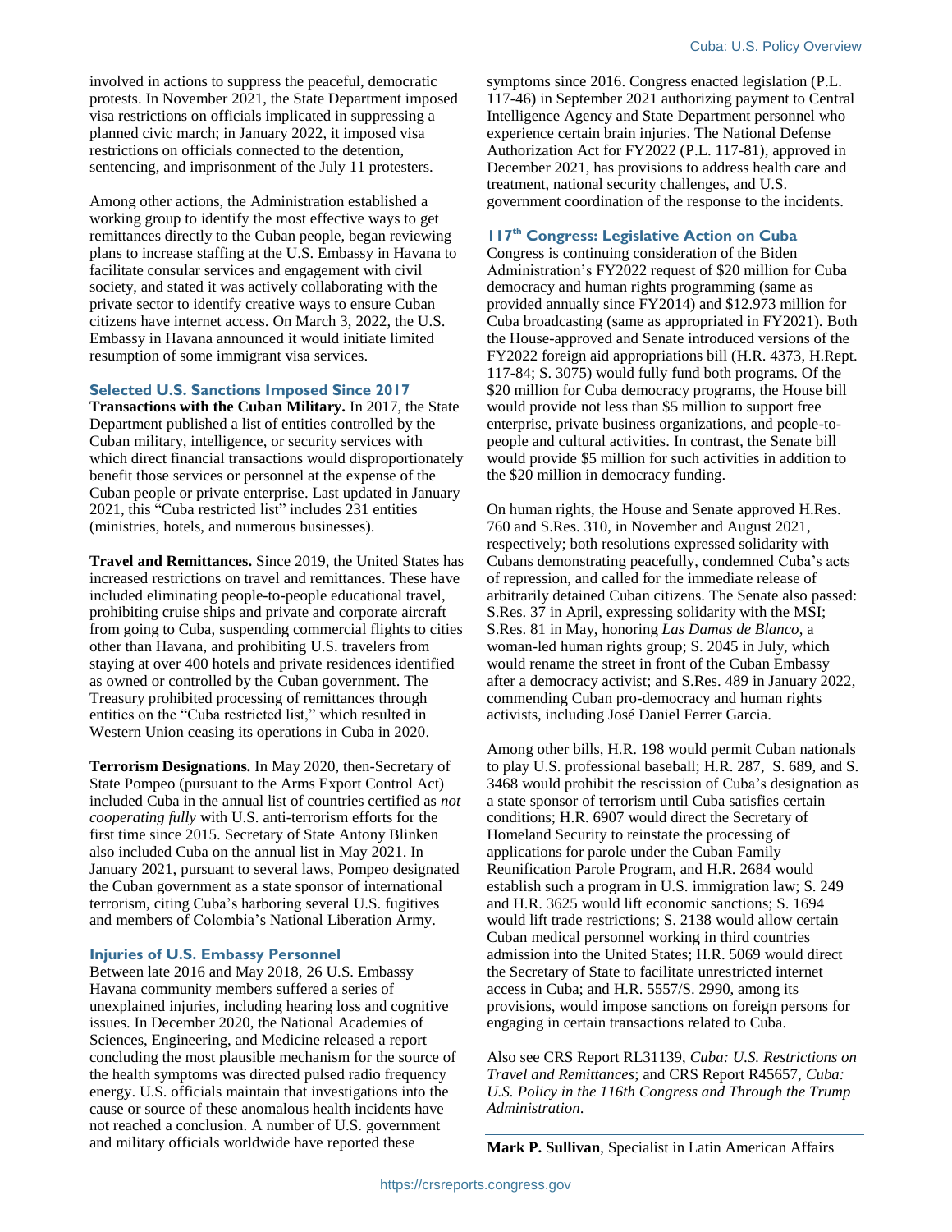involved in actions to suppress the peaceful, democratic protests. In November 2021, the State Department imposed visa restrictions on officials implicated in suppressing a planned civic march; in January 2022, it imposed visa restrictions on officials connected to the detention, sentencing, and imprisonment of the July 11 protesters.

Among other actions, the Administration established a working group to identify the most effective ways to get remittances directly to the Cuban people, began reviewing plans to increase staffing at the U.S. Embassy in Havana to facilitate consular services and engagement with civil society, and stated it was actively collaborating with the private sector to identify creative ways to ensure Cuban citizens have internet access. On March 3, 2022, the U.S. Embassy in Havana announced it would initiate limited resumption of some immigrant visa services.

### Selected U.S. Sanctions Imposed Since 2017

**Transactions with the Cuban Military.** In 2017, the State Department published a list of entities controlled by the Cuban military, intelligence, or security services with which direct financial transactions would disproportionately benefit those services or personnel at the expense of the Cuban people or private enterprise. Last updated in January 2021, this "Cuba restricted list" includes 231 entities (ministries, hotels, and numerous businesses).

**Travel and Remittances.** Since 2019, the United States has increased restrictions on travel and remittances. These have included eliminating people-to-people educational travel, prohibiting cruise ships and private and corporate aircraft from going to Cuba, suspending commercial flights to cities other than Havana, and prohibiting U.S. travelers from staying at over 400 hotels and private residences identified as owned or controlled by the Cuban government. The Treasury prohibited processing of remittances through entities on the "Cuba restricted list," which resulted in Western Union ceasing its operations in Cuba in 2020.

**Terrorism Designations.** In May 2020, then-Secretary of State Pompeo (pursuant to the Arms Export Control Act) included Cuba in the annual list of countries certified as *not cooperating fully* with U.S. anti-terrorism efforts for the first time since 2015. Secretary of State Antony Blinken also included Cuba on the annual list in May 2021. In January 2021, pursuant to several laws, Pompeo designated the Cuban government as a state sponsor of international terrorism, citing Cuba's harboring several U.S. fugitives and members of Colombia's National Liberation Army.

### Injuries of U.S. Embassy Personnel

Between late 2016 and May 2018, 26 U.S. Embassy Havana community members suffered a series of unexplained injuries, including hearing loss and cognitive issues. In December 2020, the National Academies of Sciences, Engineering, and Medicine released a report concluding the most plausible mechanism for the source of the health symptoms was directed pulsed radio frequency energy. U.S. officials maintain that investigations into the cause or source of these anomalous health incidents have not reached a conclusion. A number of U.S. government and military officials worldwide have reported these symptoms since 2016. Congress enacted legislation (P.L. 117-46) in September 2021 authorizing payment to Central Intelligence Agency and State Department personnel who experience certain brain injuries. The National Defense Authorization Act for FY2022 (P.L. 117-81), approved in December 2021, has provisions to address health care and treatment, national security challenges, and U.S. government coordination of the response to the incidents.

### 117th Congress: Legislative Action on Cuba

Congress is continuing consideration of the Biden Administration's FY2022 request of $20 million for Cuba democracy and human rights programming (same as provided annually since FY2014) and $12.973 million for Cuba broadcasting (same as appropriated in FY2021). Both the House-approved and Senate introduced versions of the FY2022 foreign aid appropriations bill (H.R. 4373, H.Rept. 117-84; S. 3075) would fully fund both programs. Of the $20 million for Cuba democracy programs, the House bill would provide not less than $5 million to support free enterprise, private business organizations, and people-to-people and cultural activities. In contrast, the Senate bill would provide $5 million for such activities in addition to the $20 million in democracy funding.

On human rights, the House and Senate approved H.Res. 760 and S.Res. 310, in November and August 2021, respectively; both resolutions expressed solidarity with Cubans demonstrating peacefully, condemned Cuba's acts of repression, and called for the immediate release of arbitrarily detained Cuban citizens. The Senate also passed: S.Res. 37 in April, expressing solidarity with the MSI; S.Res. 81 in May, honoring *Las Damas de Blanco*, a woman-led human rights group; S. 2045 in July, which would rename the street in front of the Cuban Embassy after a democracy activist; and S.Res. 489 in January 2022, commending Cuban pro-democracy and human rights activists, including José Daniel Ferrer Garcia.

Among other bills, H.R. 198 would permit Cuban nationals to play U.S. professional baseball; H.R. 287, S. 689, and S. 3468 would prohibit the rescission of Cuba's designation as a state sponsor of terrorism until Cuba satisfies certain conditions; H.R. 6907 would direct the Secretary of Homeland Security to reinstate the processing of applications for parole under the Cuban Family Reunification Parole Program, and H.R. 2684 would establish such a program in U.S. immigration law; S. 249 and H.R. 3625 would lift economic sanctions; S. 1694 would lift trade restrictions; S. 2138 would allow certain Cuban medical personnel working in third countries admission into the United States; H.R. 5069 would direct the Secretary of State to facilitate unrestricted internet access in Cuba; and H.R. 5557/S. 2990, among its provisions, would impose sanctions on foreign persons for engaging in certain transactions related to Cuba.

Also see CRS Report RL31139, *Cuba: U.S. Restrictions on Travel and Remittances*; and CRS Report R45657, *Cuba: U.S. Policy in the 116th Congress and Through the Trump Administration*.

---

**Mark P. Sullivan**, Specialist in Latin American Affairs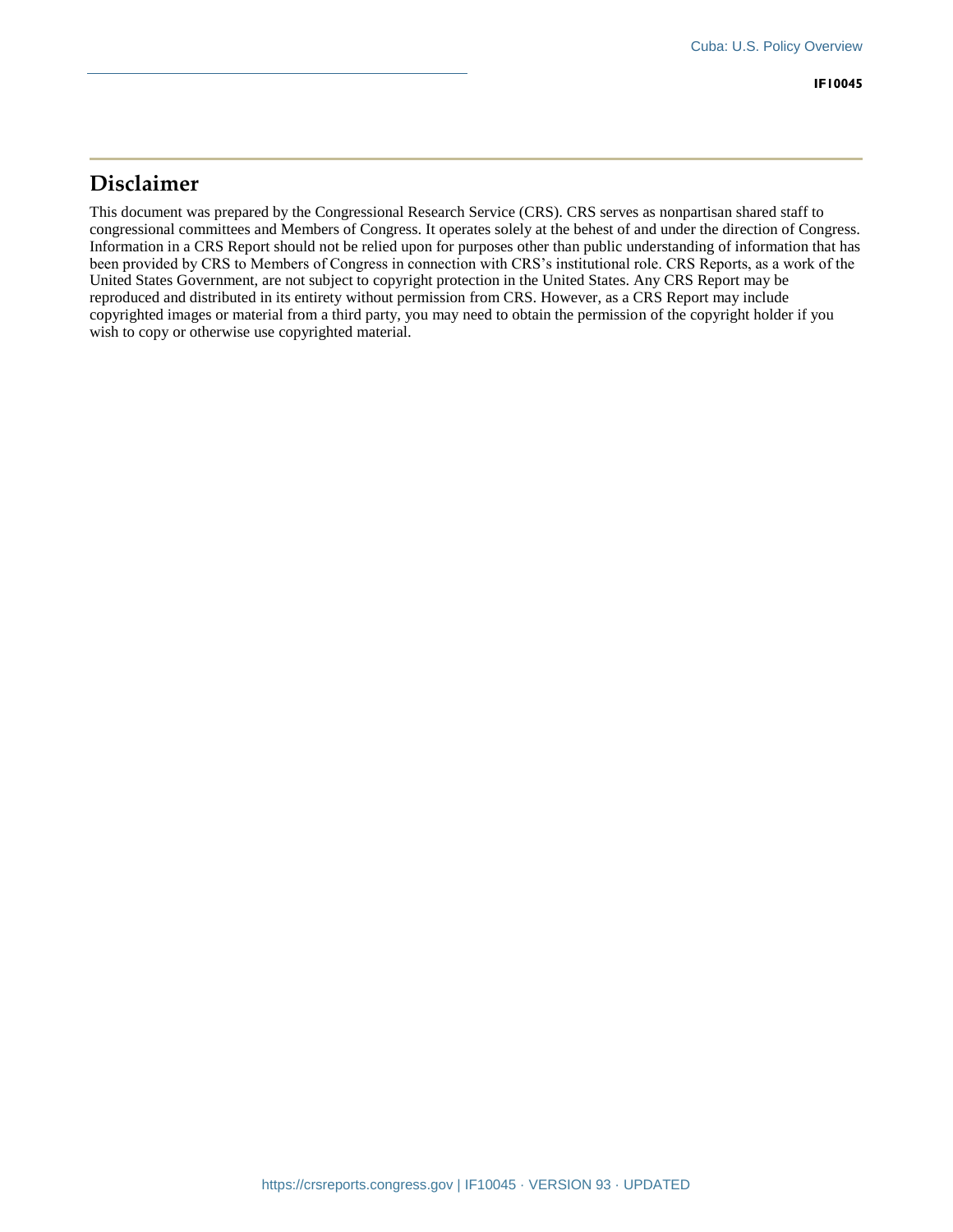## Disclaimer

This document was prepared by the Congressional Research Service (CRS). CRS serves as nonpartisan shared staff to congressional committees and Members of Congress. It operates solely at the behest of and under the direction of Congress. Information in a CRS Report should not be relied upon for purposes other than public understanding of information that has been provided by CRS to Members of Congress in connection with CRS's institutional role. CRS Reports, as a work of the United States Government, are not subject to copyright protection in the United States. Any CRS Report may be reproduced and distributed in its entirety without permission from CRS. However, as a CRS Report may include copyrighted images or material from a third party, you may need to obtain the permission of the copyright holder if you wish to copy or otherwise use copyrighted material.